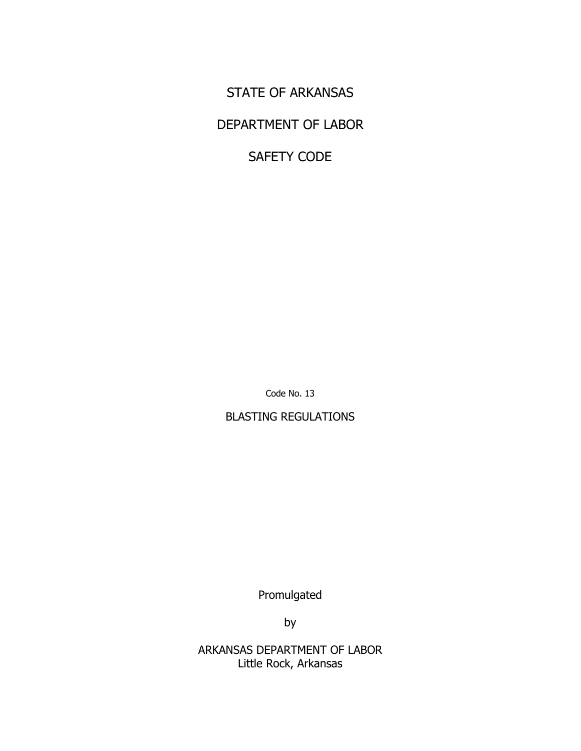# STATE OF ARKANSAS

# DEPARTMENT OF LABOR

# SAFETY CODE

Code No. 13

## BLASTING REGULATIONS

Promulgated

by

ARKANSAS DEPARTMENT OF LABOR
Little Rock, Arkansas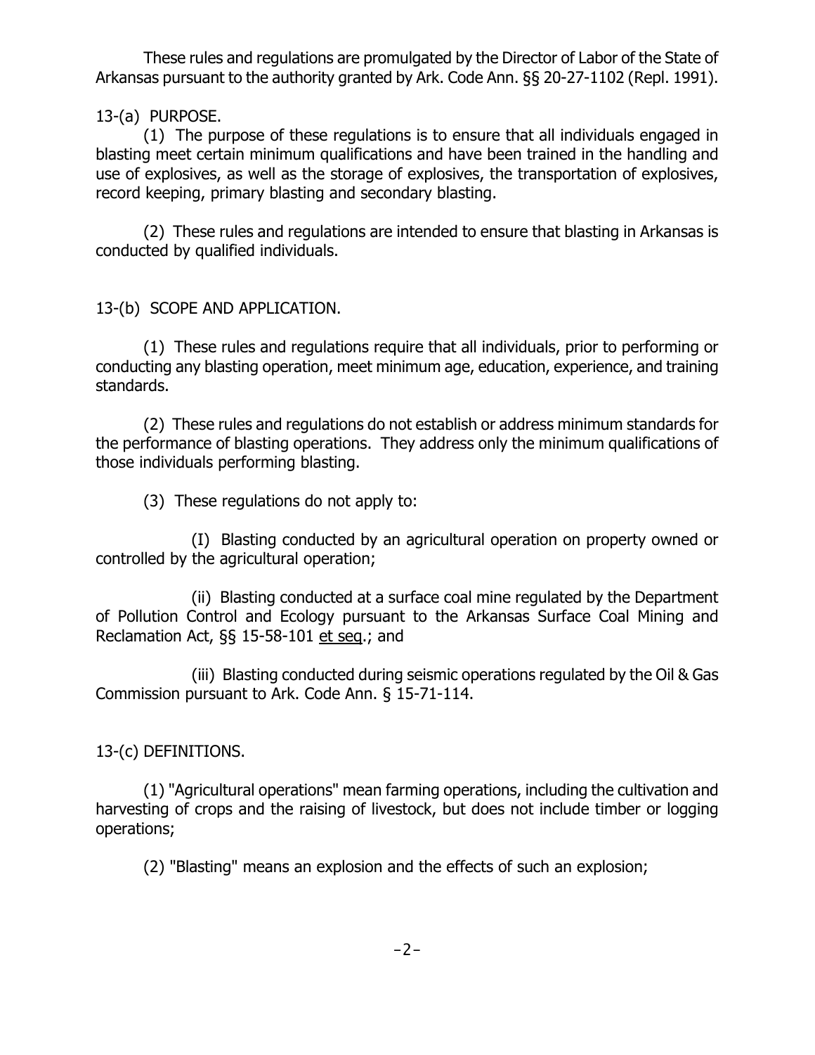These rules and regulations are promulgated by the Director of Labor of the State of Arkansas pursuant to the authority granted by Ark. Code Ann. §§ 20-27-1102 (Repl. 1991).

13-(a) PURPOSE.

(1) The purpose of these regulations is to ensure that all individuals engaged in blasting meet certain minimum qualifications and have been trained in the handling and use of explosives, as well as the storage of explosives, the transportation of explosives, record keeping, primary blasting and secondary blasting.

(2) These rules and regulations are intended to ensure that blasting in Arkansas is conducted by qualified individuals.

13-(b) SCOPE AND APPLICATION.

(1) These rules and regulations require that all individuals, prior to performing or conducting any blasting operation, meet minimum age, education, experience, and training standards.

(2) These rules and regulations do not establish or address minimum standards for the performance of blasting operations. They address only the minimum qualifications of those individuals performing blasting.

(3) These regulations do not apply to:

(I) Blasting conducted by an agricultural operation on property owned or controlled by the agricultural operation;

(ii) Blasting conducted at a surface coal mine regulated by the Department of Pollution Control and Ecology pursuant to the Arkansas Surface Coal Mining and Reclamation Act, §§ 15-58-101 et seq.; and

(iii) Blasting conducted during seismic operations regulated by the Oil & Gas Commission pursuant to Ark. Code Ann. § 15-71-114.

13-(c) DEFINITIONS.

(1) "Agricultural operations" mean farming operations, including the cultivation and harvesting of crops and the raising of livestock, but does not include timber or logging operations;

(2) "Blasting" means an explosion and the effects of such an explosion;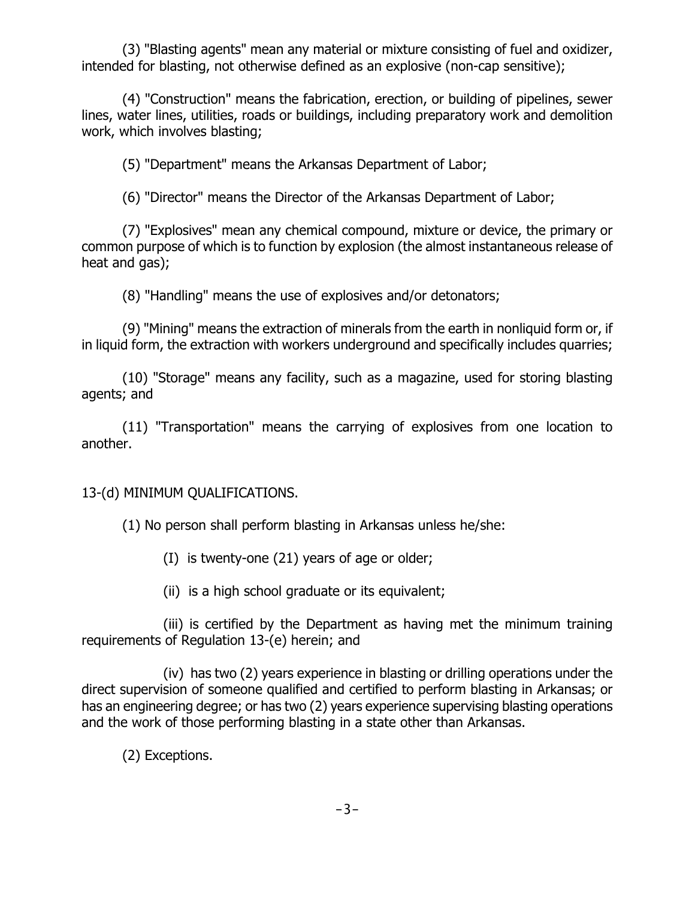(3) "Blasting agents" mean any material or mixture consisting of fuel and oxidizer, intended for blasting, not otherwise defined as an explosive (non-cap sensitive);

(4) "Construction" means the fabrication, erection, or building of pipelines, sewer lines, water lines, utilities, roads or buildings, including preparatory work and demolition work, which involves blasting;

(5) "Department" means the Arkansas Department of Labor;

(6) "Director" means the Director of the Arkansas Department of Labor;

(7) "Explosives" mean any chemical compound, mixture or device, the primary or common purpose of which is to function by explosion (the almost instantaneous release of heat and gas);

(8) "Handling" means the use of explosives and/or detonators;

(9) "Mining" means the extraction of minerals from the earth in nonliquid form or, if in liquid form, the extraction with workers underground and specifically includes quarries;

(10) "Storage" means any facility, such as a magazine, used for storing blasting agents; and

(11) "Transportation" means the carrying of explosives from one location to another.

13-(d) MINIMUM QUALIFICATIONS.

(1) No person shall perform blasting in Arkansas unless he/she:

(I) is twenty-one (21) years of age or older;

(ii) is a high school graduate or its equivalent;

(iii) is certified by the Department as having met the minimum training requirements of Regulation 13-(e) herein; and

(iv) has two (2) years experience in blasting or drilling operations under the direct supervision of someone qualified and certified to perform blasting in Arkansas; or has an engineering degree; or has two (2) years experience supervising blasting operations and the work of those performing blasting in a state other than Arkansas.

(2) Exceptions.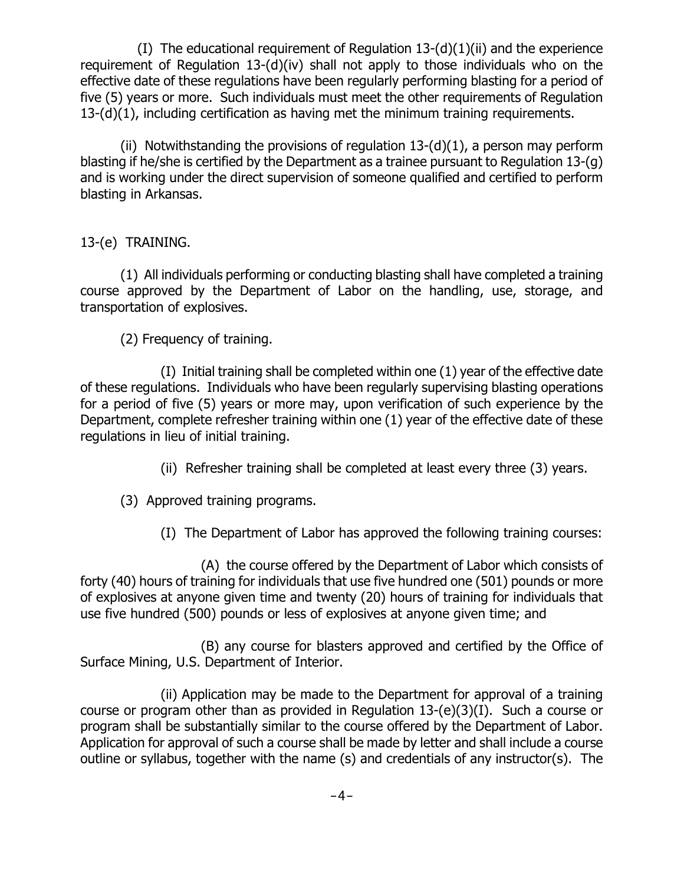(I) The educational requirement of Regulation 13-(d)(1)(ii) and the experience requirement of Regulation 13-(d)(iv) shall not apply to those individuals who on the effective date of these regulations have been regularly performing blasting for a period of five (5) years or more. Such individuals must meet the other requirements of Regulation 13-(d)(1), including certification as having met the minimum training requirements.

(ii) Notwithstanding the provisions of regulation 13-(d)(1), a person may perform blasting if he/she is certified by the Department as a trainee pursuant to Regulation 13-(g) and is working under the direct supervision of someone qualified and certified to perform blasting in Arkansas.

13-(e) TRAINING.

(1) All individuals performing or conducting blasting shall have completed a training course approved by the Department of Labor on the handling, use, storage, and transportation of explosives.

(2) Frequency of training.

(I) Initial training shall be completed within one (1) year of the effective date of these regulations. Individuals who have been regularly supervising blasting operations for a period of five (5) years or more may, upon verification of such experience by the Department, complete refresher training within one (1) year of the effective date of these regulations in lieu of initial training.

(ii) Refresher training shall be completed at least every three (3) years.

(3) Approved training programs.

(I) The Department of Labor has approved the following training courses:

(A) the course offered by the Department of Labor which consists of forty (40) hours of training for individuals that use five hundred one (501) pounds or more of explosives at anyone given time and twenty (20) hours of training for individuals that use five hundred (500) pounds or less of explosives at anyone given time; and

(B) any course for blasters approved and certified by the Office of Surface Mining, U.S. Department of Interior.

(ii) Application may be made to the Department for approval of a training course or program other than as provided in Regulation 13-(e)(3)(I). Such a course or program shall be substantially similar to the course offered by the Department of Labor. Application for approval of such a course shall be made by letter and shall include a course outline or syllabus, together with the name (s) and credentials of any instructor(s). The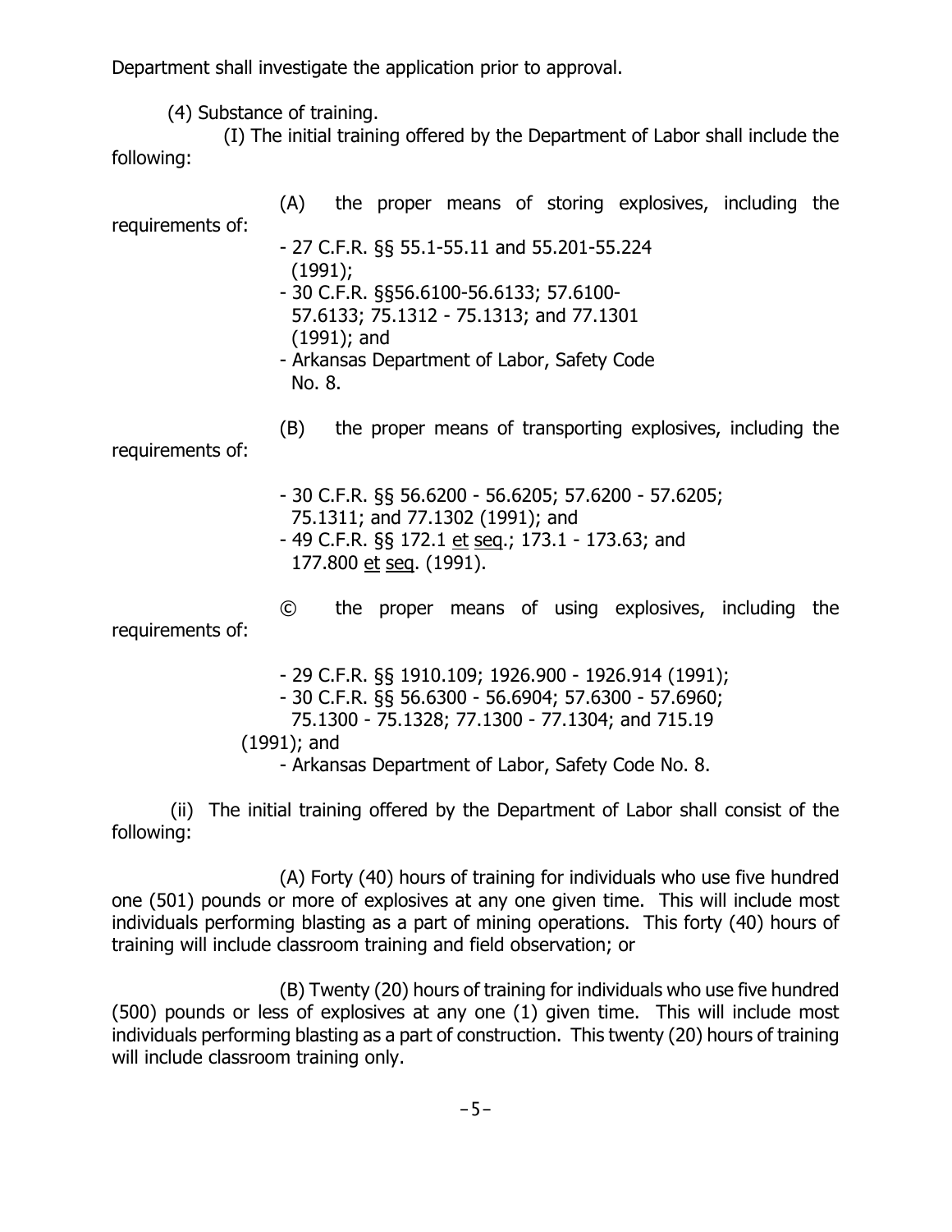Department shall investigate the application prior to approval.

(4) Substance of training.

(I) The initial training offered by the Department of Labor shall include the following:

(A) the proper means of storing explosives, including the requirements of:

- 27 C.F.R. §§ 55.1-55.11 and 55.201-55.224 (1991);
- 30 C.F.R. §§56.6100-56.6133; 57.6100-57.6133; 75.1312 - 75.1313; and 77.1301 (1991); and
- Arkansas Department of Labor, Safety Code No. 8.

(B) the proper means of transporting explosives, including the requirements of:

- 30 C.F.R. §§ 56.6200 - 56.6205; 57.6200 - 57.6205; 75.1311; and 77.1302 (1991); and
- 49 C.F.R. §§ 172.1 et seq.; 173.1 - 173.63; and 177.800 et seq. (1991).

© the proper means of using explosives, including the requirements of:

- 29 C.F.R. §§ 1910.109; 1926.900 - 1926.914 (1991);
- 30 C.F.R. §§ 56.6300 - 56.6904; 57.6300 - 57.6960; 75.1300 - 75.1328; 77.1300 - 77.1304; and 715.19 (1991); and
- Arkansas Department of Labor, Safety Code No. 8.

(ii) The initial training offered by the Department of Labor shall consist of the following:

(A) Forty (40) hours of training for individuals who use five hundred one (501) pounds or more of explosives at any one given time. This will include most individuals performing blasting as a part of mining operations. This forty (40) hours of training will include classroom training and field observation; or

(B) Twenty (20) hours of training for individuals who use five hundred (500) pounds or less of explosives at any one (1) given time. This will include most individuals performing blasting as a part of construction. This twenty (20) hours of training will include classroom training only.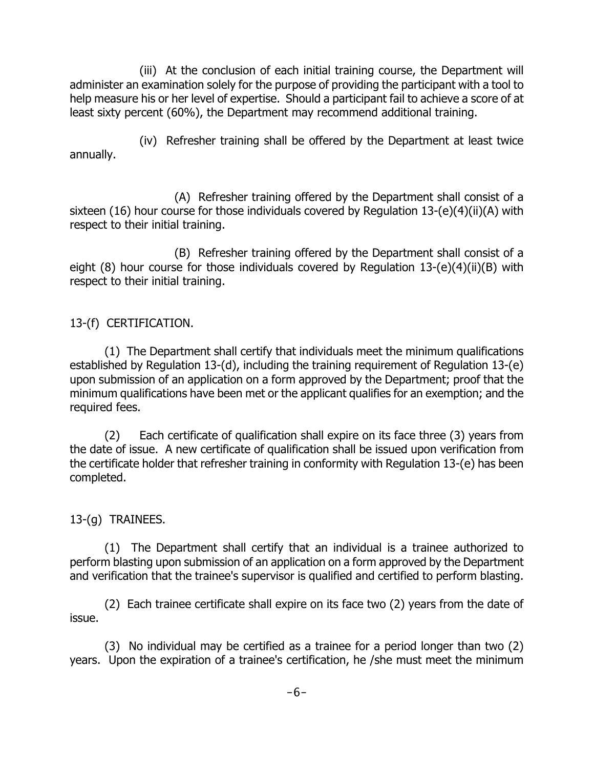(iii) At the conclusion of each initial training course, the Department will administer an examination solely for the purpose of providing the participant with a tool to help measure his or her level of expertise. Should a participant fail to achieve a score of at least sixty percent (60%), the Department may recommend additional training.

(iv) Refresher training shall be offered by the Department at least twice annually.

(A) Refresher training offered by the Department shall consist of a sixteen (16) hour course for those individuals covered by Regulation 13-(e)(4)(ii)(A) with respect to their initial training.

(B) Refresher training offered by the Department shall consist of a eight (8) hour course for those individuals covered by Regulation 13-(e)(4)(ii)(B) with respect to their initial training.

13-(f) CERTIFICATION.

(1) The Department shall certify that individuals meet the minimum qualifications established by Regulation 13-(d), including the training requirement of Regulation 13-(e) upon submission of an application on a form approved by the Department; proof that the minimum qualifications have been met or the applicant qualifies for an exemption; and the required fees.

(2) Each certificate of qualification shall expire on its face three (3) years from the date of issue. A new certificate of qualification shall be issued upon verification from the certificate holder that refresher training in conformity with Regulation 13-(e) has been completed.

13-(g) TRAINEES.

(1) The Department shall certify that an individual is a trainee authorized to perform blasting upon submission of an application on a form approved by the Department and verification that the trainee's supervisor is qualified and certified to perform blasting.

(2) Each trainee certificate shall expire on its face two (2) years from the date of issue.

(3) No individual may be certified as a trainee for a period longer than two (2) years. Upon the expiration of a trainee's certification, he /she must meet the minimum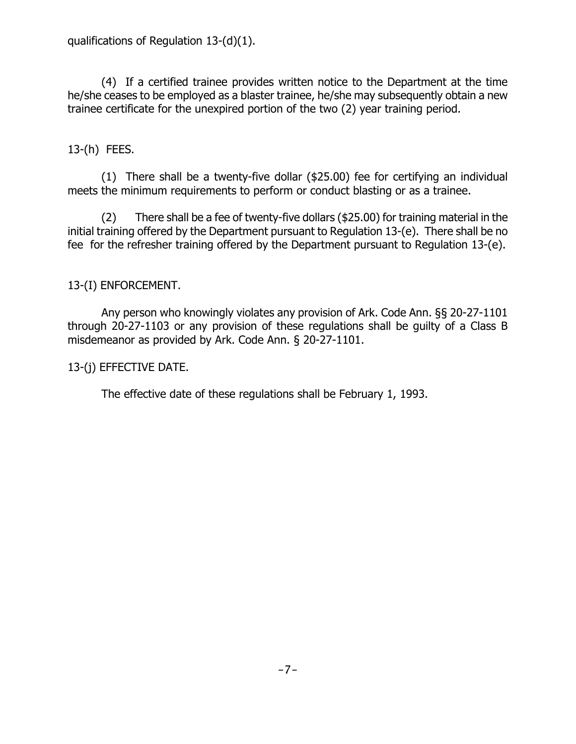qualifications of Regulation 13-(d)(1).

(4) If a certified trainee provides written notice to the Department at the time he/she ceases to be employed as a blaster trainee, he/she may subsequently obtain a new trainee certificate for the unexpired portion of the two (2) year training period.

13-(h) FEES.

(1) There shall be a twenty-five dollar ($25.00) fee for certifying an individual meets the minimum requirements to perform or conduct blasting or as a trainee.

(2) There shall be a fee of twenty-five dollars ($25.00) for training material in the initial training offered by the Department pursuant to Regulation 13-(e). There shall be no fee for the refresher training offered by the Department pursuant to Regulation 13-(e).

13-(I) ENFORCEMENT.

Any person who knowingly violates any provision of Ark. Code Ann. §§ 20-27-1101 through 20-27-1103 or any provision of these regulations shall be guilty of a Class B misdemeanor as provided by Ark. Code Ann. § 20-27-1101.

13-(j) EFFECTIVE DATE.

The effective date of these regulations shall be February 1, 1993.